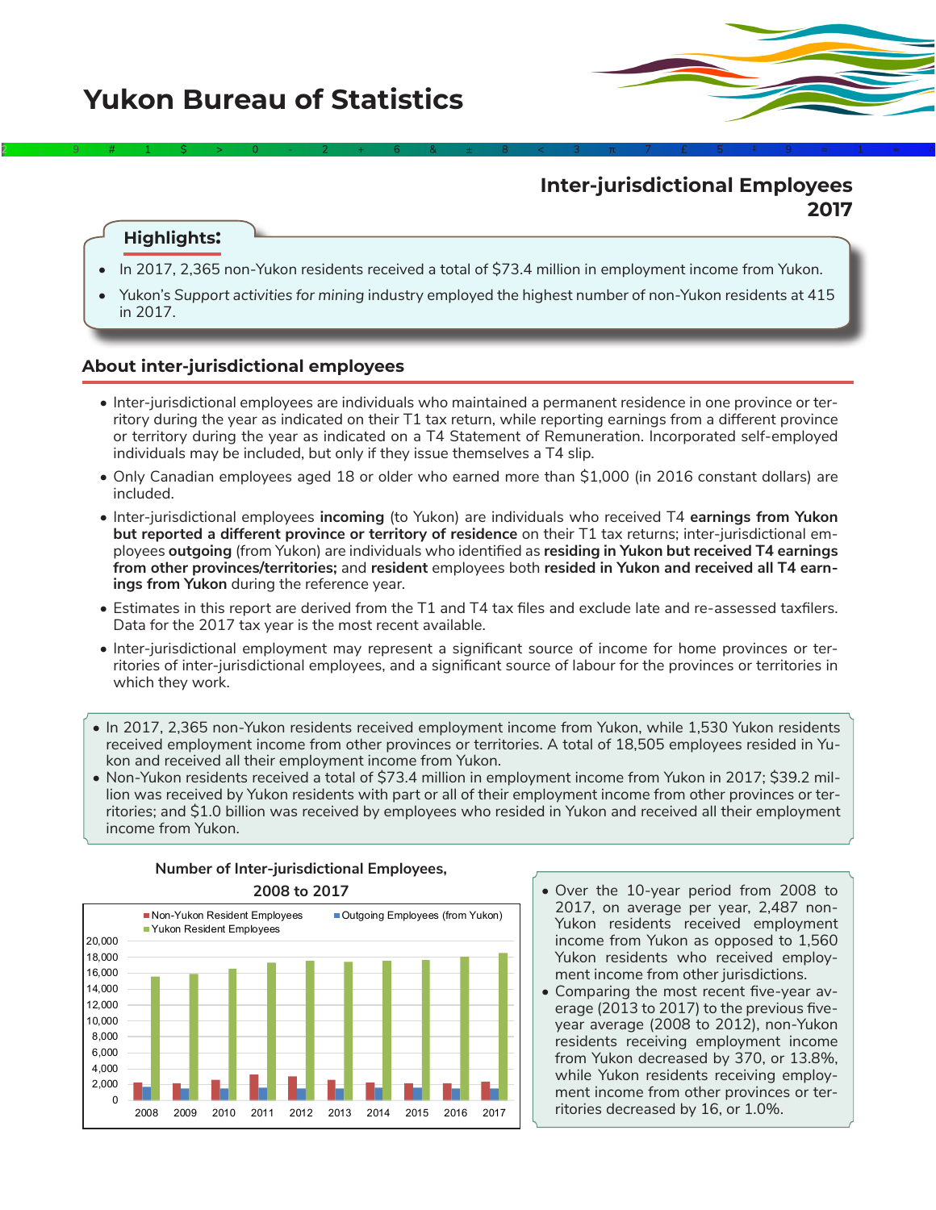# Yukon Bureau of Statistics

## Inter-jurisdictional Employees 2017

**Highlights:**

- In 2017, 2,365 non-Yukon residents received a total of $73.4 million in employment income from Yukon.
- Yukon's *Support activities for mining* industry employed the highest number of non-Yukon residents at 415 in 2017.

## About inter-jurisdictional employees

- Inter-jurisdictional employees are individuals who maintained a permanent residence in one province or territory during the year as indicated on their T1 tax return, while reporting earnings from a different province or territory during the year as indicated on a T4 Statement of Remuneration. Incorporated self-employed individuals may be included, but only if they issue themselves a T4 slip.
- Only Canadian employees aged 18 or older who earned more than $1,000 (in 2016 constant dollars) are included.
- Inter-jurisdictional employees **incoming** (to Yukon) are individuals who received T4 **earnings from Yukon but reported a different province or territory of residence** on their T1 tax returns; inter-jurisdictional employees **outgoing** (from Yukon) are individuals who identified as **residing in Yukon but received T4 earnings from other provinces/territories;** and **resident** employees both **resided in Yukon and received all T4 earnings from Yukon** during the reference year.
- Estimates in this report are derived from the T1 and T4 tax files and exclude late and re-assessed taxfilers. Data for the 2017 tax year is the most recent available.
- Inter-jurisdictional employment may represent a significant source of income for home provinces or territories of inter-jurisdictional employees, and a significant source of labour for the provinces or territories in which they work.

- In 2017, 2,365 non-Yukon residents received employment income from Yukon, while 1,530 Yukon residents received employment income from other provinces or territories. A total of 18,505 employees resided in Yukon and received all their employment income from Yukon.
- Non-Yukon residents received a total of $73.4 million in employment income from Yukon in 2017; $39.2 million was received by Yukon residents with part or all of their employment income from other provinces or territories; and $1.0 billion was received by employees who resided in Yukon and received all their employment income from Yukon.

**Number of Inter-jurisdictional Employees, 2008 to 2017**

Legend: Non-Yukon Resident Employees; Outgoing Employees (from Yukon); Yukon Resident Employees

- Over the 10-year period from 2008 to 2017, on average per year, 2,487 non-Yukon residents received employment income from Yukon as opposed to 1,560 Yukon residents who received employment income from other jurisdictions.
- Comparing the most recent five-year average (2013 to 2017) to the previous five-year average (2008 to 2012), non-Yukon residents receiving employment income from Yukon decreased by 370, or 13.8%, while Yukon residents receiving employment income from other provinces or territories decreased by 16, or 1.0%.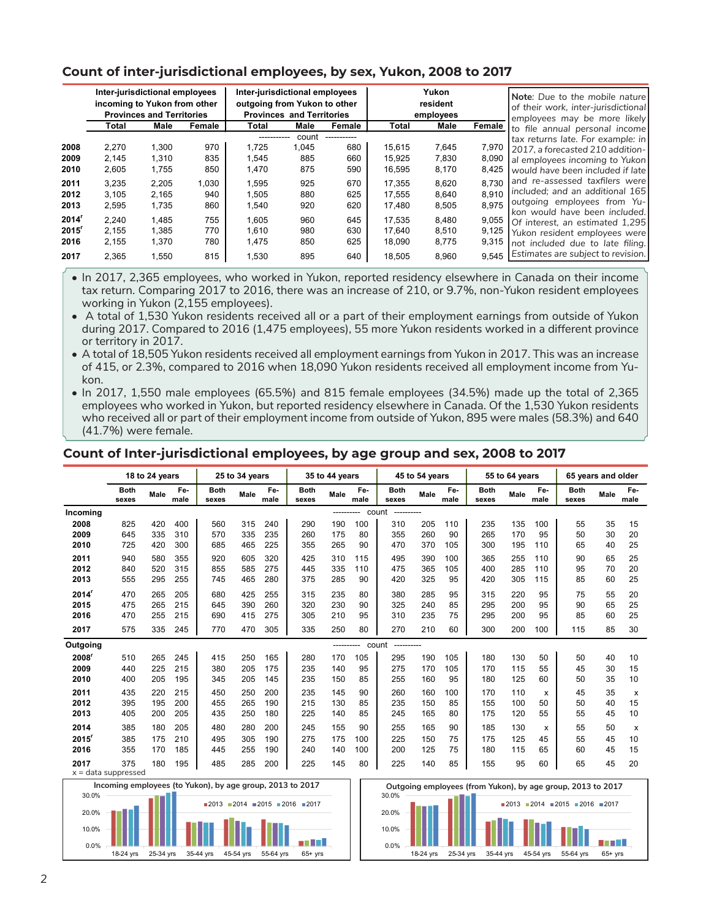## Count of inter-jurisdictional employees, by sex, Yukon, 2008 to 2017

| | Inter-jurisdictional employees incoming to Yukon from other Provinces and Territories | | | Inter-jurisdictional employees outgoing from Yukon to other Provinces and Territories | | | Yukon resident employees | | |
|---|---|---|---|---|---|---|---|---|---|
| | Total | Male | Female | Total | Male | Female | Total | Male | Female |
| | | | | | count | | | | |
| 2008 | 2,270 | 1,300 | 970 | 1,725 | 1,045 | 680 | 15,615 | 7,645 | 7,970 |
| 2009 | 2,145 | 1,310 | 835 | 1,545 | 885 | 660 | 15,925 | 7,830 | 8,090 |
| 2010 | 2,605 | 1,755 | 850 | 1,470 | 875 | 590 | 16,595 | 8,170 | 8,425 |
| 2011 | 3,235 | 2,205 | 1,030 | 1,595 | 925 | 670 | 17,355 | 8,620 | 8,730 |
| 2012 | 3,105 | 2,165 | 940 | 1,505 | 880 | 625 | 17,555 | 8,640 | 8,910 |
| 2013 | 2,595 | 1,735 | 860 | 1,540 | 920 | 620 | 17,480 | 8,505 | 8,975 |
| 2014r | 2,240 | 1,485 | 755 | 1,605 | 960 | 645 | 17,535 | 8,480 | 9,055 |
| 2015r | 2,155 | 1,385 | 770 | 1,610 | 980 | 630 | 17,640 | 8,510 | 9,125 |
| 2016 | 2,155 | 1,370 | 780 | 1,475 | 850 | 625 | 18,090 | 8,775 | 9,315 |
| 2017 | 2,365 | 1,550 | 815 | 1,530 | 895 | 640 | 18,505 | 8,960 | 9,545 |

**Note**: *Due to the mobile nature of their work, inter-jurisdictional employees may be more likely to file annual personal income tax returns late. For example: in 2017, a forecasted 210 additional employees incoming to Yukon would have been included if late and re-assessed taxfilers were included; and an additional 165 outgoing employees from Yukon would have been included. Of interest, an estimated 1,295 Yukon resident employees were not included due to late filing. Estimates are subject to revision.*

- In 2017, 2,365 employees, who worked in Yukon, reported residency elsewhere in Canada on their income tax return. Comparing 2017 to 2016, there was an increase of 210, or 9.7%, non-Yukon resident employees working in Yukon (2,155 employees).
- A total of 1,530 Yukon residents received all or a part of their employment earnings from outside of Yukon during 2017. Compared to 2016 (1,475 employees), 55 more Yukon residents worked in a different province or territory in 2017.
- A total of 18,505 Yukon residents received all employment earnings from Yukon in 2017. This was an increase of 415, or 2.3%, compared to 2016 when 18,090 Yukon residents received all employment income from Yukon.
- In 2017, 1,550 male employees (65.5%) and 815 female employees (34.5%) made up the total of 2,365 employees who worked in Yukon, but reported residency elsewhere in Canada. Of the 1,530 Yukon residents who received all or part of their employment income from outside of Yukon, 895 were males (58.3%) and 640 (41.7%) were female.

## Count of Inter-jurisdictional employees, by age group and sex, 2008 to 2017

| | 18 to 24 years | | | 25 to 34 years | | | 35 to 44 years | | | 45 to 54 years | | | 55 to 64 years | | | 65 years and older | | |
|---|---|---|---|---|---|---|---|---|---|---|---|---|---|---|---|---|---|---|
| | Both sexes | Male | Female | Both sexes | Male | Female | Both sexes | Male | Female | Both sexes | Male | Female | Both sexes | Male | Female | Both sexes | Male | Female |
| **Incoming** | | | | | | | | | count | | | | | | | | | |
| 2008 | 825 | 420 | 400 | 560 | 315 | 240 | 290 | 190 | 100 | 310 | 205 | 110 | 235 | 135 | 100 | 55 | 35 | 15 |
| 2009 | 645 | 335 | 310 | 570 | 335 | 235 | 260 | 175 | 80 | 355 | 260 | 90 | 265 | 170 | 95 | 50 | 30 | 20 |
| 2010 | 725 | 420 | 300 | 685 | 465 | 225 | 355 | 265 | 90 | 470 | 370 | 105 | 300 | 195 | 110 | 65 | 40 | 25 |
| 2011 | 940 | 580 | 355 | 920 | 605 | 320 | 425 | 310 | 115 | 495 | 390 | 100 | 365 | 255 | 110 | 90 | 65 | 25 |
| 2012 | 840 | 520 | 315 | 855 | 585 | 275 | 445 | 335 | 110 | 475 | 365 | 105 | 400 | 285 | 110 | 95 | 70 | 20 |
| 2013 | 555 | 295 | 255 | 745 | 465 | 280 | 375 | 285 | 90 | 420 | 325 | 95 | 420 | 305 | 115 | 85 | 60 | 25 |
| 2014r | 470 | 265 | 205 | 680 | 425 | 255 | 315 | 235 | 80 | 380 | 285 | 95 | 315 | 220 | 95 | 75 | 55 | 20 |
| 2015 | 475 | 265 | 215 | 645 | 390 | 260 | 320 | 230 | 90 | 325 | 240 | 85 | 295 | 200 | 95 | 90 | 65 | 25 |
| 2016 | 470 | 255 | 215 | 690 | 415 | 275 | 305 | 210 | 95 | 310 | 235 | 75 | 295 | 200 | 95 | 85 | 60 | 25 |
| 2017 | 575 | 335 | 245 | 770 | 470 | 305 | 335 | 250 | 80 | 270 | 210 | 60 | 300 | 200 | 100 | 115 | 85 | 30 |
| **Outgoing** | | | | | | | | | count | | | | | | | | | |
| 2008r | 510 | 265 | 245 | 415 | 250 | 165 | 280 | 170 | 105 | 295 | 190 | 105 | 180 | 130 | 50 | 50 | 40 | 10 |
| 2009 | 440 | 225 | 215 | 380 | 205 | 175 | 235 | 140 | 95 | 275 | 170 | 105 | 170 | 115 | 55 | 45 | 30 | 15 |
| 2010 | 400 | 205 | 195 | 345 | 205 | 145 | 235 | 150 | 85 | 255 | 160 | 95 | 180 | 125 | 60 | 50 | 35 | 10 |
| 2011 | 435 | 220 | 215 | 450 | 250 | 200 | 235 | 145 | 90 | 260 | 160 | 100 | 170 | 110 | x | 45 | 35 | x |
| 2012 | 395 | 195 | 200 | 455 | 265 | 190 | 215 | 130 | 85 | 235 | 150 | 85 | 155 | 100 | 50 | 50 | 40 | 15 |
| 2013 | 405 | 200 | 205 | 435 | 250 | 180 | 225 | 140 | 85 | 245 | 165 | 80 | 175 | 120 | 55 | 55 | 45 | 10 |
| 2014 | 385 | 180 | 205 | 480 | 280 | 200 | 245 | 155 | 90 | 255 | 165 | 90 | 185 | 130 | x | 55 | 50 | x |
| 2015r | 385 | 175 | 210 | 495 | 305 | 190 | 275 | 175 | 100 | 225 | 150 | 75 | 175 | 125 | 45 | 55 | 45 | 10 |
| 2016 | 355 | 170 | 185 | 445 | 255 | 190 | 240 | 140 | 100 | 200 | 125 | 75 | 180 | 115 | 65 | 60 | 45 | 15 |
| 2017 | 375 | 180 | 195 | 485 | 285 | 200 | 225 | 145 | 80 | 225 | 140 | 85 | 155 | 95 | 60 | 65 | 45 | 20 |

x = data suppressed

Incoming employees (to Yukon), by age group, 2013 to 2017

Outgoing employees (from Yukon), by age group, 2013 to 2017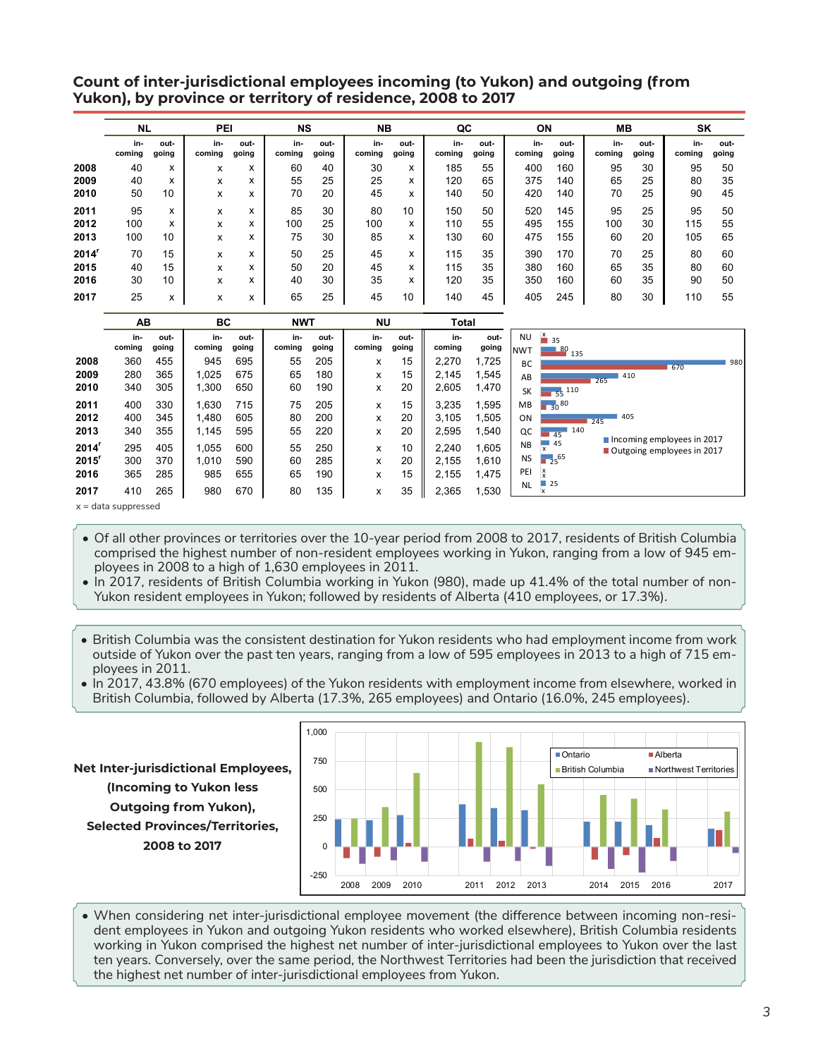## Count of inter-jurisdictional employees incoming (to Yukon) and outgoing (from Yukon), by province or territory of residence, 2008 to 2017

| | NL | | PEI | | NS | | NB | | QC | | ON | | MB | | SK | |
|---|---|---|---|---|---|---|---|---|---|---|---|---|---|---|---|---|
| | in-coming | out-going | in-coming | out-going | in-coming | out-going | in-coming | out-going | in-coming | out-going | in-coming | out-going | in-coming | out-going | in-coming | out-going |
| 2008 | 40 | x | x | x | 60 | 40 | 30 | x | 185 | 55 | 400 | 160 | 95 | 30 | 95 | 50 |
| 2009 | 40 | x | x | x | 55 | 25 | 25 | x | 120 | 65 | 375 | 140 | 65 | 25 | 80 | 35 |
| 2010 | 50 | 10 | x | x | 70 | 20 | 45 | x | 140 | 50 | 420 | 140 | 70 | 25 | 90 | 45 |
| 2011 | 95 | x | x | x | 85 | 30 | 80 | 10 | 150 | 50 | 520 | 145 | 95 | 25 | 95 | 50 |
| 2012 | 100 | x | x | x | 100 | 25 | 100 | x | 110 | 55 | 495 | 155 | 100 | 30 | 115 | 55 |
| 2013 | 100 | 10 | x | x | 75 | 30 | 85 | x | 130 | 60 | 475 | 155 | 60 | 20 | 105 | 65 |
| 2014r | 70 | 15 | x | x | 50 | 25 | 45 | x | 115 | 35 | 390 | 170 | 70 | 25 | 80 | 60 |
| 2015 | 40 | 15 | x | x | 50 | 20 | 45 | x | 115 | 35 | 380 | 160 | 65 | 35 | 80 | 60 |
| 2016 | 30 | 10 | x | x | 40 | 30 | 35 | x | 120 | 35 | 350 | 160 | 60 | 35 | 90 | 50 |
| 2017 | 25 | x | x | x | 65 | 25 | 45 | 10 | 140 | 45 | 405 | 245 | 80 | 30 | 110 | 55 |

| | AB | | BC | | NWT | | NU | | Total | |
|---|---|---|---|---|---|---|---|---|---|---|
| | in-coming | out-going | in-coming | out-going | in-coming | out-going | in-coming | out-going | in-coming | out-going |
| 2008 | 360 | 455 | 945 | 695 | 55 | 205 | x | 15 | 2,270 | 1,725 |
| 2009 | 280 | 365 | 1,025 | 675 | 65 | 180 | x | 15 | 2,145 | 1,545 |
| 2010 | 340 | 305 | 1,300 | 650 | 60 | 190 | x | 20 | 2,605 | 1,470 |
| 2011 | 400 | 330 | 1,630 | 715 | 75 | 205 | x | 15 | 3,235 | 1,595 |
| 2012 | 400 | 345 | 1,480 | 605 | 80 | 200 | x | 20 | 3,105 | 1,505 |
| 2013 | 340 | 355 | 1,145 | 595 | 55 | 220 | x | 20 | 2,595 | 1,540 |
| 2014r | 295 | 405 | 1,055 | 600 | 55 | 250 | x | 10 | 2,240 | 1,605 |
| 2015r | 300 | 370 | 1,010 | 590 | 60 | 285 | x | 20 | 2,155 | 1,610 |
| 2016 | 365 | 285 | 985 | 655 | 65 | 190 | x | 15 | 2,155 | 1,475 |
| 2017 | 410 | 265 | 980 | 670 | 80 | 135 | x | 35 | 2,365 | 1,530 |

x = data suppressed

- Of all other provinces or territories over the 10-year period from 2008 to 2017, residents of British Columbia comprised the highest number of non-resident employees working in Yukon, ranging from a low of 945 employees in 2008 to a high of 1,630 employees in 2011.
- In 2017, residents of British Columbia working in Yukon (980), made up 41.4% of the total number of non-Yukon resident employees in Yukon; followed by residents of Alberta (410 employees, or 17.3%).

- British Columbia was the consistent destination for Yukon residents who had employment income from work outside of Yukon over the past ten years, ranging from a low of 595 employees in 2013 to a high of 715 employees in 2011.
- In 2017, 43.8% (670 employees) of the Yukon residents with employment income from elsewhere, worked in British Columbia, followed by Alberta (17.3%, 265 employees) and Ontario (16.0%, 245 employees).

**Net Inter-jurisdictional Employees, (Incoming to Yukon less Outgoing from Yukon), Selected Provinces/Territories, 2008 to 2017**

- When considering net inter-jurisdictional employee movement (the difference between incoming non-resident employees in Yukon and outgoing Yukon residents who worked elsewhere), British Columbia residents working in Yukon comprised the highest net number of inter-jurisdictional employees to Yukon over the last ten years. Conversely, over the same period, the Northwest Territories had been the jurisdiction that received the highest net number of inter-jurisdictional employees from Yukon.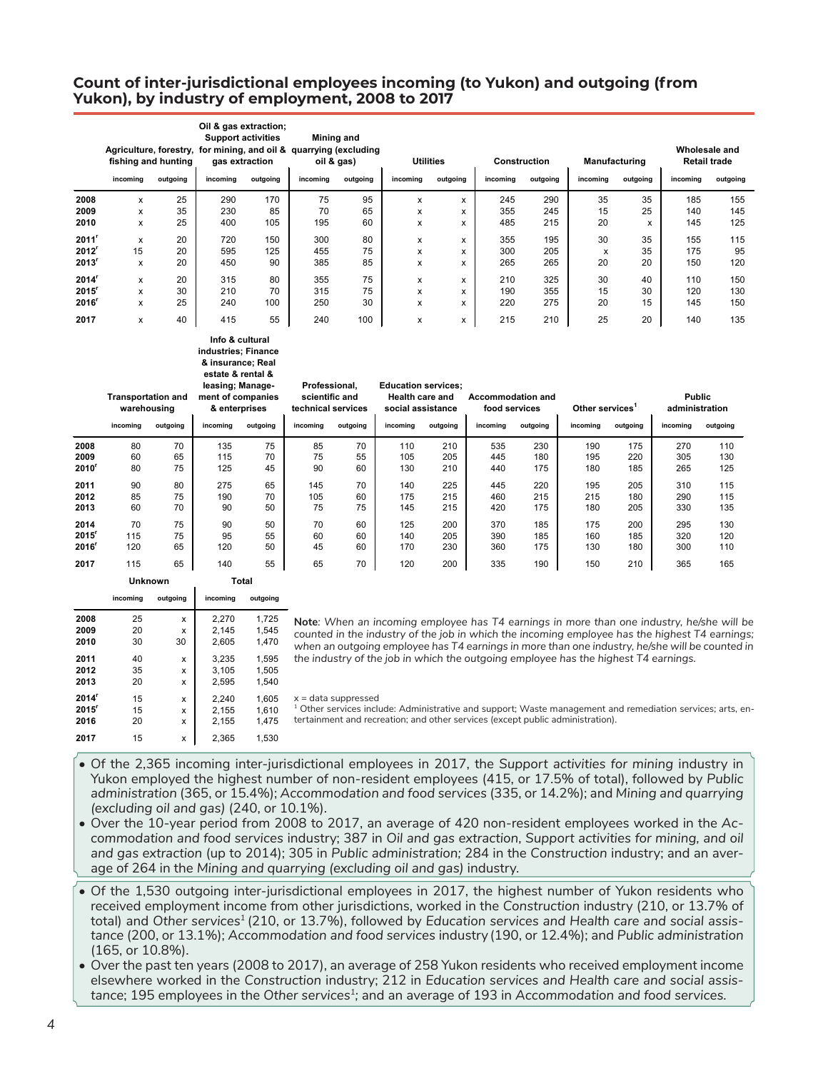## Count of inter-jurisdictional employees incoming (to Yukon) and outgoing (from Yukon), by industry of employment, 2008 to 2017

| | Agriculture, forestry, fishing and hunting | | Oil & gas extraction; Support activities for mining, and oil & gas extraction | | Mining and quarrying (excluding oil & gas) | | Utilities | | Construction | | Manufacturing | | Wholesale and Retail trade | |
|---|---|---|---|---|---|---|---|---|---|---|---|---|---|---|
| | incoming | outgoing | incoming | outgoing | incoming | outgoing | incoming | outgoing | incoming | outgoing | incoming | outgoing | incoming | outgoing |
| 2008 | x | 25 | 290 | 170 | 75 | 95 | x | x | 245 | 290 | 35 | 35 | 185 | 155 |
| 2009 | x | 35 | 230 | 85 | 70 | 65 | x | x | 355 | 245 | 15 | 25 | 140 | 145 |
| 2010 | x | 25 | 400 | 105 | 195 | 60 | x | x | 485 | 215 | 20 | x | 145 | 125 |
| 2011r | x | 20 | 720 | 150 | 300 | 80 | x | x | 355 | 195 | 30 | 35 | 155 | 115 |
| 2012r | 15 | 20 | 595 | 125 | 455 | 75 | x | x | 300 | 205 | x | 35 | 175 | 95 |
| 2013r | x | 20 | 450 | 90 | 385 | 85 | x | x | 265 | 265 | 20 | 20 | 150 | 120 |
| 2014r | x | 20 | 315 | 80 | 355 | 75 | x | x | 210 | 325 | 30 | 40 | 110 | 150 |
| 2015r | x | 30 | 210 | 70 | 315 | 75 | x | x | 190 | 355 | 15 | 30 | 120 | 130 |
| 2016r | x | 25 | 240 | 100 | 250 | 30 | x | x | 220 | 275 | 20 | 15 | 145 | 150 |
| 2017 | x | 40 | 415 | 55 | 240 | 100 | x | x | 215 | 210 | 25 | 20 | 140 | 135 |

| | Transportation and warehousing | | Info & cultural industries; Finance & insurance; Real estate & rental & leasing; Management of companies & enterprises | | Professional, scientific and technical services | | Education services; Health care and social assistance | | Accommodation and food services | | Other services[1] | | Public administration | |
|---|---|---|---|---|---|---|---|---|---|---|---|---|---|---|
| | incoming | outgoing | incoming | outgoing | incoming | outgoing | incoming | outgoing | incoming | outgoing | incoming | outgoing | incoming | outgoing |
| 2008 | 80 | 70 | 135 | 75 | 85 | 70 | 110 | 210 | 535 | 230 | 190 | 175 | 270 | 110 |
| 2009 | 60 | 65 | 115 | 70 | 75 | 55 | 105 | 205 | 445 | 180 | 195 | 220 | 305 | 130 |
| 2010r | 80 | 75 | 125 | 45 | 90 | 60 | 130 | 210 | 440 | 175 | 180 | 185 | 265 | 125 |
| 2011 | 90 | 80 | 275 | 65 | 145 | 70 | 140 | 225 | 445 | 220 | 195 | 205 | 310 | 115 |
| 2012 | 85 | 75 | 190 | 70 | 105 | 60 | 175 | 215 | 460 | 215 | 215 | 180 | 290 | 115 |
| 2013 | 60 | 70 | 90 | 50 | 75 | 75 | 145 | 215 | 420 | 175 | 180 | 205 | 330 | 135 |
| 2014 | 70 | 75 | 90 | 50 | 70 | 60 | 125 | 200 | 370 | 185 | 175 | 200 | 295 | 130 |
| 2015r | 115 | 75 | 95 | 55 | 60 | 60 | 140 | 205 | 390 | 185 | 160 | 185 | 320 | 120 |
| 2016r | 120 | 65 | 120 | 50 | 45 | 60 | 170 | 230 | 360 | 175 | 130 | 180 | 300 | 110 |
| 2017 | 115 | 65 | 140 | 55 | 65 | 70 | 120 | 200 | 335 | 190 | 150 | 210 | 365 | 165 |

| | Unknown | | Total | |
|---|---|---|---|---|
| | incoming | outgoing | incoming | outgoing |
| 2008 | 25 | x | 2,270 | 1,725 |
| 2009 | 20 | x | 2,145 | 1,545 |
| 2010 | 30 | 30 | 2,605 | 1,470 |
| 2011 | 40 | x | 3,235 | 1,595 |
| 2012 | 35 | x | 3,105 | 1,505 |
| 2013 | 20 | x | 2,595 | 1,540 |
| 2014r | 15 | x | 2,240 | 1,605 |
| 2015r | 15 | x | 2,155 | 1,610 |
| 2016 | 20 | x | 2,155 | 1,475 |
| 2017 | 15 | x | 2,365 | 1,530 |

**Note**: *When an incoming employee has T4 earnings in more than one industry, he/she will be counted in the industry of the job in which the incoming employee has the highest T4 earnings; when an outgoing employee has T4 earnings in more than one industry, he/she will be counted in the industry of the job in which the outgoing employee has the highest T4 earnings.*

x = data suppressed

[1] Other services include: Administrative and support; Waste management and remediation services; arts, entertainment and recreation; and other services (except public administration).

- Of the 2,365 incoming inter-jurisdictional employees in 2017, the *Support activities for mining* industry in Yukon employed the highest number of non-resident employees (415, or 17.5% of total), followed by *Public administration* (365, or 15.4%); *Accommodation and food services* (335, or 14.2%); and *Mining and quarrying (excluding oil and gas)* (240, or 10.1%).
- Over the 10-year period from 2008 to 2017, an average of 420 non-resident employees worked in the *Accommodation and food services* industry; 387 in *Oil and gas extraction, Support activities for mining, and oil and gas extraction* (up to 2014); 305 in *Public administration*; 284 in the *Construction* industry; and an average of 264 in the *Mining and quarrying (excluding oil and gas)* industry.

- Of the 1,530 outgoing inter-jurisdictional employees in 2017, the highest number of Yukon residents who received employment income from other jurisdictions, worked in the *Construction* industry (210, or 13.7% of total) and *Other services*[1] (210, or 13.7%), followed by *Education services and Health care and social assistance* (200, or 13.1%); *Accommodation and food services* industry (190, or 12.4%); and *Public administration* (165, or 10.8%).
- Over the past ten years (2008 to 2017), an average of 258 Yukon residents who received employment income elsewhere worked in the *Construction* industry; 212 in *Education services and Health care and social assistance*; 195 employees in the *Other services*[1]; and an average of 193 in *Accommodation and food services.*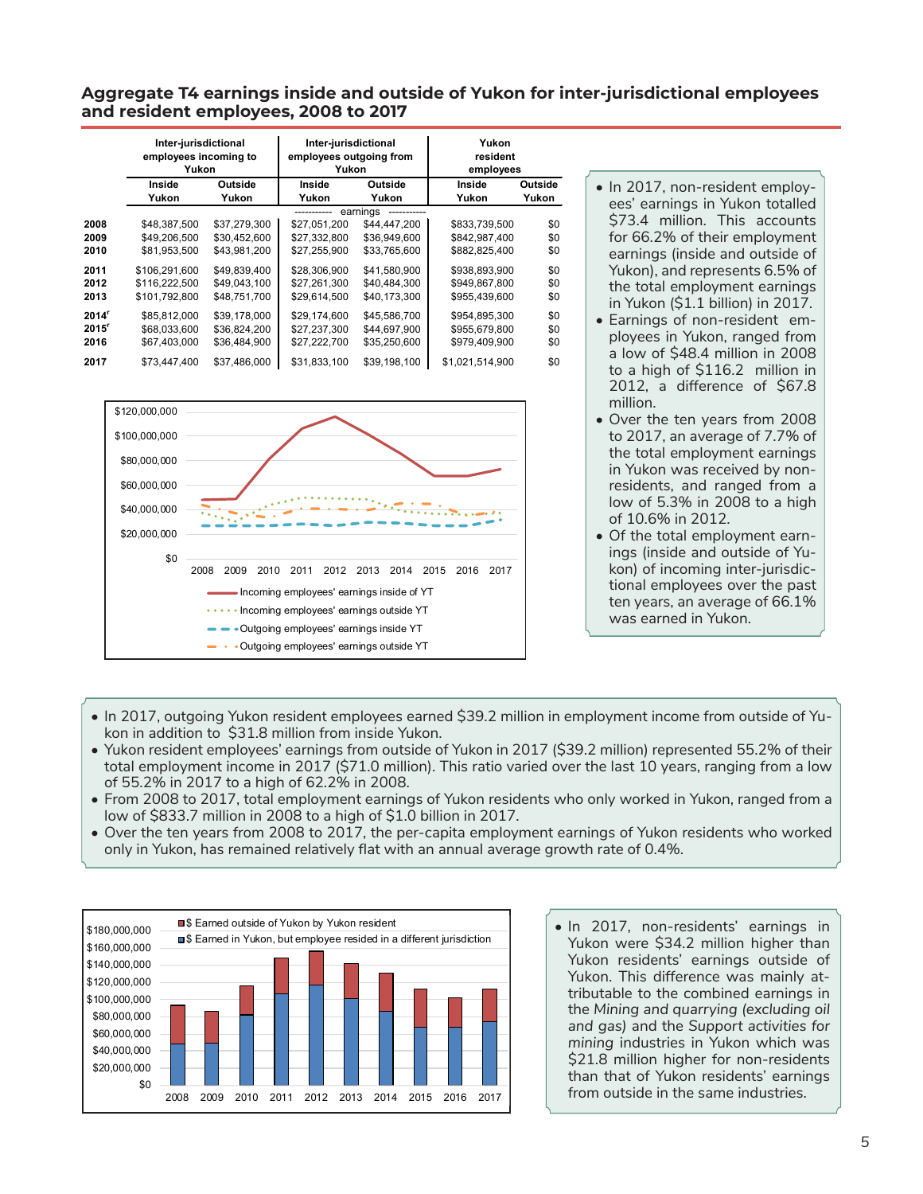## Aggregate T4 earnings inside and outside of Yukon for inter-jurisdictional employees and resident employees, 2008 to 2017

| | Inter-jurisdictional employees incoming to Yukon | | Inter-jurisdictional employees outgoing from Yukon | | Yukon resident employees | |
|---|---|---|---|---|---|---|
| | Inside Yukon | Outside Yukon | Inside Yukon | Outside Yukon | Inside Yukon | Outside Yukon |
| | | | ----------- earnings ----------- | | | |
| **2008** | $48,387,500 | $37,279,300 | $27,051,200 | $44,447,200 | $833,739,500 | $0 |
| **2009** | $49,206,500 | $30,452,600 | $27,332,800 | $36,949,600 | $842,987,400 | $0 |
| **2010** | $81,953,500 | $43,981,200 | $27,255,900 | $33,765,600 | $882,825,400 | $0 |
| **2011** | $106,291,600 | $49,839,400 | $28,306,900 | $41,580,900 | $938,893,900 | $0 |
| **2012** | $116,222,500 | $49,043,100 | $27,261,300 | $40,484,300 | $949,867,800 | $0 |
| **2013** | $101,792,800 | $48,751,700 | $29,614,500 | $40,173,300 | $955,439,600 | $0 |
| **2014r** | $85,812,000 | $39,178,000 | $29,174,600 | $45,586,700 | $954,895,300 | $0 |
| **2015r** | $68,033,600 | $36,824,200 | $27,237,300 | $44,697,900 | $955,679,800 | $0 |
| **2016** | $67,403,000 | $36,484,900 | $27,222,700 | $35,250,600 | $979,409,900 | $0 |
| **2017** | $73,447,400 | $37,486,000 | $31,833,100 | $39,198,100 | $1,021,514,900 | $0 |

- In 2017, non-resident employees' earnings in Yukon totalled $73.4 million. This accounts for 66.2% of their employment earnings (inside and outside of Yukon), and represents 6.5% of the total employment earnings in Yukon ($1.1 billion) in 2017.
- Earnings of non-resident employees in Yukon, ranged from a low of $48.4 million in 2008 to a high of $116.2 million in 2012, a difference of $67.8 million.
- Over the ten years from 2008 to 2017, an average of 7.7% of the total employment earnings in Yukon was received by non-residents, and ranged from a low of 5.3% in 2008 to a high of 10.6% in 2012.
- Of the total employment earnings (inside and outside of Yukon) of incoming inter-jurisdictional employees over the past ten years, an average of 66.1% was earned in Yukon.

- In 2017, outgoing Yukon resident employees earned $39.2 million in employment income from outside of Yukon in addition to $31.8 million from inside Yukon.
- Yukon resident employees' earnings from outside of Yukon in 2017 ($39.2 million) represented 55.2% of their total employment income in 2017 ($71.0 million). This ratio varied over the last 10 years, ranging from a low of 55.2% in 2017 to a high of 62.2% in 2008.
- From 2008 to 2017, total employment earnings of Yukon residents who only worked in Yukon, ranged from a low of $833.7 million in 2008 to a high of $1.0 billion in 2017.
- Over the ten years from 2008 to 2017, the per-capita employment earnings of Yukon residents who worked only in Yukon, has remained relatively flat with an annual average growth rate of 0.4%.

- In 2017, non-residents' earnings in Yukon were $34.2 million higher than Yukon residents' earnings outside of Yukon. This difference was mainly attributable to the combined earnings in the *Mining and quarrying (excluding oil and gas)* and the *Support activities for mining* industries in Yukon which was $21.8 million higher for non-residents than that of Yukon residents' earnings from outside in the same industries.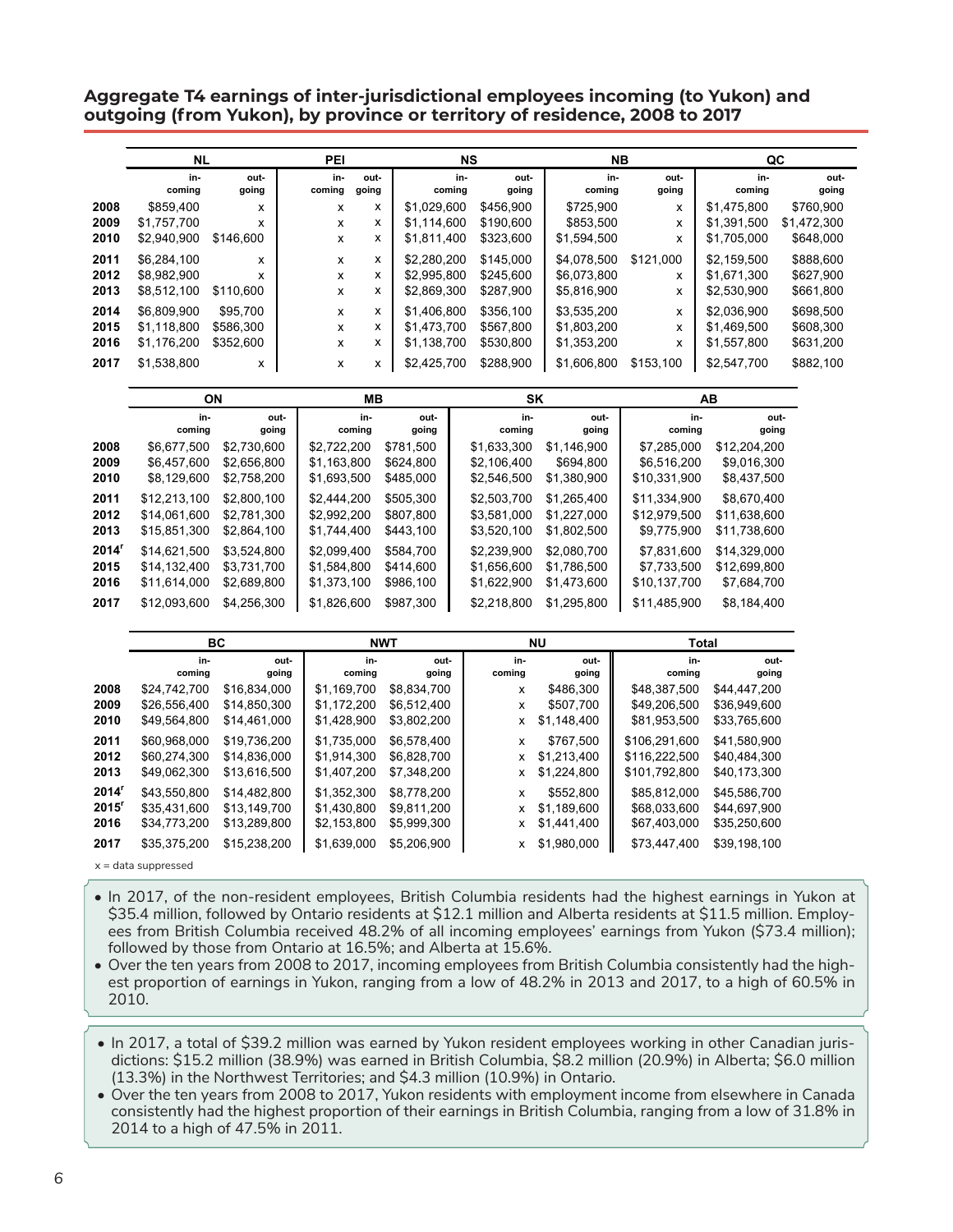**Aggregate T4 earnings of inter-jurisdictional employees incoming (to Yukon) and outgoing (from Yukon), by province or territory of residence, 2008 to 2017**

| | NL | | PEI | | NS | | NB | | QC | |
|---|---|---|---|---|---|---|---|---|---|---|
| | in-coming | out-going | in-coming | out-going | in-coming | out-going | in-coming | out-going | in-coming | out-going |
| 2008 | $859,400 | x | x | x | $1,029,600 | $456,900 | $725,900 | x | $1,475,800 | $760,900 |
| 2009 | $1,757,700 | x | x | x | $1,114,600 | $190,600 | $853,500 | x | $1,391,500 | $1,472,300 |
| 2010 | $2,940,900 | $146,600 | x | x | $1,811,400 | $323,600 | $1,594,500 | x | $1,705,000 | $648,000 |
| 2011 | $6,284,100 | x | x | x | $2,280,200 | $145,000 | $4,078,500 | $121,000 | $2,159,500 | $888,600 |
| 2012 | $8,982,900 | x | x | x | $2,995,800 | $245,600 | $6,073,800 | x | $1,671,300 | $627,900 |
| 2013 | $8,512,100 | $110,600 | x | x | $2,869,300 | $287,900 | $5,816,900 | x | $2,530,900 | $661,800 |
| 2014 | $6,809,900 | $95,700 | x | x | $1,406,800 | $356,100 | $3,535,200 | x | $2,036,900 | $698,500 |
| 2015 | $1,118,800 | $586,300 | x | x | $1,473,700 | $567,800 | $1,803,200 | x | $1,469,500 | $608,300 |
| 2016 | $1,176,200 | $352,600 | x | x | $1,138,700 | $530,800 | $1,353,200 | x | $1,557,800 | $631,200 |
| 2017 | $1,538,800 | x | x | x | $2,425,700 | $288,900 | $1,606,800 | $153,100 | $2,547,700 | $882,100 |

| | ON | | MB | | SK | | AB | |
|---|---|---|---|---|---|---|---|---|
| | in-coming | out-going | in-coming | out-going | in-coming | out-going | in-coming | out-going |
| 2008 | $6,677,500 | $2,730,600 | $2,722,200 | $781,500 | $1,633,300 | $1,146,900 | $7,285,000 | $12,204,200 |
| 2009 | $6,457,600 | $2,656,800 | $1,163,800 | $624,800 | $2,106,400 | $694,800 | $6,516,200 | $9,016,300 |
| 2010 | $8,129,600 | $2,758,200 | $1,693,500 | $485,000 | $2,546,500 | $1,380,900 | $10,331,900 | $8,437,500 |
| 2011 | $12,213,100 | $2,800,100 | $2,444,200 | $505,300 | $2,503,700 | $1,265,400 | $11,334,900 | $8,670,400 |
| 2012 | $14,061,600 | $2,781,300 | $2,992,200 | $807,800 | $3,581,000 | $1,227,000 | $12,979,500 | $11,638,600 |
| 2013 | $15,851,300 | $2,864,100 | $1,744,400 | $443,100 | $3,520,100 | $1,802,500 | $9,775,900 | $11,738,600 |
| 2014[r] | $14,621,500 | $3,524,800 | $2,099,400 | $584,700 | $2,239,900 | $2,080,700 | $7,831,600 | $14,329,000 |
| 2015 | $14,132,400 | $3,731,700 | $1,584,800 | $414,600 | $1,656,600 | $1,786,500 | $7,733,500 | $12,699,800 |
| 2016 | $11,614,000 | $2,689,800 | $1,373,100 | $986,100 | $1,622,900 | $1,473,600 | $10,137,700 | $7,684,700 |
| 2017 | $12,093,600 | $4,256,300 | $1,826,600 | $987,300 | $2,218,800 | $1,295,800 | $11,485,900 | $8,184,400 |

| | BC | | NWT | | NU | | Total | |
|---|---|---|---|---|---|---|---|---|
| | in-coming | out-going | in-coming | out-going | in-coming | out-going | in-coming | out-going |
| 2008 | $24,742,700 | $16,834,000 | $1,169,700 | $8,834,700 | x | $486,300 | $48,387,500 | $44,447,200 |
| 2009 | $26,556,400 | $14,850,300 | $1,172,200 | $6,512,400 | x | $507,700 | $49,206,500 | $36,949,600 |
| 2010 | $49,564,800 | $14,461,000 | $1,428,900 | $3,802,200 | x | $1,148,400 | $81,953,500 | $33,765,600 |
| 2011 | $60,968,000 | $19,736,200 | $1,735,000 | $6,578,400 | x | $767,500 | $106,291,600 | $41,580,900 |
| 2012 | $60,274,300 | $14,836,000 | $1,914,300 | $6,828,700 | x | $1,213,400 | $116,222,500 | $40,484,300 |
| 2013 | $49,062,300 | $13,616,500 | $1,407,200 | $7,348,200 | x | $1,224,800 | $101,792,800 | $40,173,300 |
| 2014[r] | $43,550,800 | $14,482,800 | $1,352,300 | $8,778,200 | x | $552,800 | $85,812,000 | $45,586,700 |
| 2015[r] | $35,431,600 | $13,149,700 | $1,430,800 | $9,811,200 | x | $1,189,600 | $68,033,600 | $44,697,900 |
| 2016 | $34,773,200 | $13,289,800 | $2,153,800 | $5,999,300 | x | $1,441,400 | $67,403,000 | $35,250,600 |
| 2017 | $35,375,200 | $15,238,200 | $1,639,000 | $5,206,900 | x | $1,980,000 | $73,447,400 | $39,198,100 |

x = data suppressed

- In 2017, of the non-resident employees, British Columbia residents had the highest earnings in Yukon at $35.4 million, followed by Ontario residents at $12.1 million and Alberta residents at $11.5 million. Employees from British Columbia received 48.2% of all incoming employees' earnings from Yukon ($73.4 million); followed by those from Ontario at 16.5%; and Alberta at 15.6%.
- Over the ten years from 2008 to 2017, incoming employees from British Columbia consistently had the highest proportion of earnings in Yukon, ranging from a low of 48.2% in 2013 and 2017, to a high of 60.5% in 2010.

- In 2017, a total of $39.2 million was earned by Yukon resident employees working in other Canadian jurisdictions: $15.2 million (38.9%) was earned in British Columbia, $8.2 million (20.9%) in Alberta; $6.0 million (13.3%) in the Northwest Territories; and $4.3 million (10.9%) in Ontario.
- Over the ten years from 2008 to 2017, Yukon residents with employment income from elsewhere in Canada consistently had the highest proportion of their earnings in British Columbia, ranging from a low of 31.8% in 2014 to a high of 47.5% in 2011.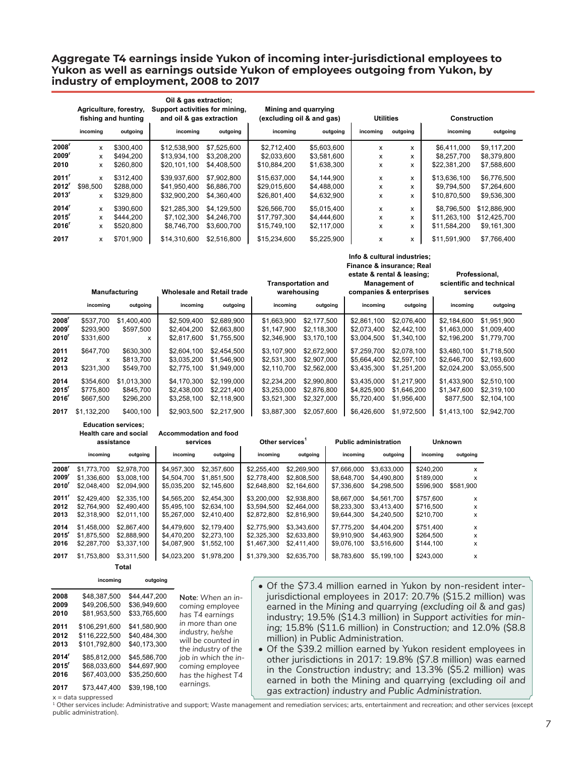## Aggregate T4 earnings inside Yukon of incoming inter-jurisdictional employees to Yukon as well as earnings outside Yukon of employees outgoing from Yukon, by industry of employment, 2008 to 2017

| | Agriculture, forestry, fishing and hunting | | Oil & gas extraction; Support activities for mining, and oil & gas extraction | | Mining and quarrying (excluding oil & and gas) | | Utilities | | Construction | |
|---|---|---|---|---|---|---|---|---|---|---|
| | incoming | outgoing | incoming | outgoing | incoming | outgoing | incoming | outgoing | incoming | outgoing |
| 2008[r] | x | $300,400 | $12,538,900 | $7,525,600 | $2,712,400 | $5,603,600 | x | x | $6,411,000 | $9,117,200 |
| 2009[r] | x | $494,200 | $13,934,100 | $3,208,200 | $2,033,600 | $3,581,600 | x | x | $8,257,700 | $8,379,800 |
| 2010 | x | $260,800 | $20,101,100 | $4,408,500 | $10,884,200 | $1,638,300 | x | x | $22,381,200 | $7,588,600 |
| 2011[r] | x | $312,400 | $39,937,600 | $7,902,800 | $15,637,000 | $4,144,900 | x | x | $13,636,100 | $6,776,500 |
| 2012[r] | $98,500 | $288,000 | $41,950,400 | $6,886,700 | $29,015,600 | $4,488,000 | x | x | $9,794,500 | $7,264,600 |
| 2013[r] | x | $329,800 | $32,900,200 | $4,360,400 | $26,801,400 | $4,632,900 | x | x | $10,870,500 | $9,536,300 |
| 2014[r] | x | $390,600 | $21,285,300 | $4,129,500 | $26,566,700 | $5,015,400 | x | x | $8,796,500 | $12,886,900 |
| 2015[r] | x | $444,200 | $7,102,300 | $4,246,700 | $17,797,300 | $4,444,600 | x | x | $11,263,100 | $12,425,700 |
| 2016[r] | x | $520,800 | $8,746,700 | $3,600,700 | $15,749,100 | $2,117,000 | x | x | $11,584,200 | $9,161,300 |
| 2017 | x | $701,900 | $14,310,600 | $2,516,800 | $15,234,600 | $5,225,900 | x | x | $11,591,900 | $7,766,400 |

| | Manufacturing | | Wholesale and Retail trade | | Transportation and warehousing | | Info & cultural industries; Finance & insurance; Real estate & rental & leasing; Management of companies & enterprises | | Professional, scientific and technical services | |
|---|---|---|---|---|---|---|---|---|---|---|
| | incoming | outgoing | incoming | outgoing | incoming | outgoing | incoming | outgoing | incoming | outgoing |
| 2008[r] | $537,700 | $1,400,400 | $2,509,400 | $2,689,900 | $1,663,900 | $2,177,500 | $2,861,100 | $2,076,400 | $2,184,600 | $1,951,900 |
| 2009[r] | $293,900 | $597,500 | $2,404,200 | $2,663,800 | $1,147,900 | $2,118,300 | $2,073,400 | $2,442,100 | $1,463,000 | $1,009,400 |
| 2010[r] | $331,600 | x | $2,817,600 | $1,755,500 | $2,346,900 | $3,170,100 | $3,004,500 | $1,340,100 | $2,196,200 | $1,779,700 |
| 2011 | $647,700 | $630,300 | $2,604,100 | $2,454,500 | $3,107,900 | $2,672,900 | $7,259,700 | $2,078,100 | $3,480,100 | $1,718,500 |
| 2012 | x | $813,700 | $3,035,200 | $1,546,900 | $2,531,300 | $2,907,000 | $5,664,400 | $2,597,100 | $2,646,700 | $2,193,600 |
| 2013 | $231,300 | $549,700 | $2,775,100 | $1,949,000 | $2,110,700 | $2,562,000 | $3,435,300 | $1,251,200 | $2,024,200 | $3,055,500 |
| 2014 | $354,600 | $1,013,300 | $4,170,300 | $2,199,000 | $2,234,200 | $2,990,800 | $3,435,000 | $1,217,900 | $1,433,900 | $2,510,100 |
| 2015[r] | $775,800 | $845,700 | $2,438,000 | $2,221,400 | $3,253,000 | $2,876,800 | $4,825,900 | $1,646,200 | $1,347,600 | $2,319,100 |
| 2016[r] | $667,500 | $296,200 | $3,258,100 | $2,118,900 | $3,521,300 | $2,327,000 | $5,720,400 | $1,956,400 | $877,500 | $2,104,100 |
| 2017 | $1,132,200 | $400,100 | $2,903,500 | $2,217,900 | $3,887,300 | $2,057,600 | $6,426,600 | $1,972,500 | $1,413,100 | $2,942,700 |

| | Education services; Health care and social assistance | | Accommodation and food services | | Other services[1] | | Public administration | | Unknown | |
|---|---|---|---|---|---|---|---|---|---|---|
| | incoming | outgoing | incoming | outgoing | incoming | outgoing | incoming | outgoing | incoming | outgoing |
| 2008[r] | $1,773,700 | $2,978,700 | $4,957,300 | $2,357,600 | $2,255,400 | $2,269,900 | $7,666,000 | $3,633,000 | $240,200 | x |
| 2009[r] | $1,336,600 | $3,008,100 | $4,504,700 | $1,851,500 | $2,778,400 | $2,808,500 | $8,648,700 | $4,490,800 | $189,000 | x |
| 2010[r] | $2,048,400 | $2,094,900 | $5,035,200 | $2,145,600 | $2,648,800 | $2,164,600 | $7,336,600 | $4,298,500 | $596,900 | $581,900 |
| 2011[r] | $2,429,400 | $2,335,100 | $4,565,200 | $2,454,300 | $3,200,000 | $2,938,800 | $8,667,000 | $4,561,700 | $757,600 | x |
| 2012 | $2,764,900 | $2,490,400 | $5,495,100 | $2,634,100 | $3,594,500 | $2,464,000 | $8,233,300 | $3,413,400 | $716,500 | x |
| 2013 | $2,318,900 | $2,011,100 | $5,267,000 | $2,410,400 | $2,872,800 | $2,816,900 | $9,644,300 | $4,240,500 | $210,700 | x |
| 2014 | $1,458,000 | $2,867,400 | $4,479,600 | $2,179,400 | $2,775,900 | $3,343,600 | $7,775,200 | $4,404,200 | $751,400 | x |
| 2015[r] | $1,875,500 | $2,888,900 | $4,470,200 | $2,273,100 | $2,325,300 | $2,633,800 | $9,910,900 | $4,463,900 | $264,500 | x |
| 2016 | $2,287,700 | $3,337,100 | $4,087,900 | $1,552,100 | $1,467,300 | $2,411,400 | $9,076,100 | $3,516,600 | $144,100 | x |
| 2017 | $1,753,800 | $3,311,500 | $4,023,200 | $1,978,200 | $1,379,300 | $2,635,700 | $8,783,600 | $5,199,100 | $243,000 | x |

| | Total | |
|---|---|---|
| | incoming | outgoing |
| 2008 | $48,387,500 | $44,447,200 |
| 2009 | $49,206,500 | $36,949,600 |
| 2010 | $81,953,500 | $33,765,600 |
| 2011 | $106,291,600 | $41,580,900 |
| 2012 | $116,222,500 | $40,484,300 |
| 2013 | $101,792,800 | $40,173,300 |
| 2014[r] | $85,812,000 | $45,586,700 |
| 2015[r] | $68,033,600 | $44,697,900 |
| 2016 | $67,403,000 | $35,250,600 |
| 2017 | $73,447,400 | $39,198,100 |

x = data suppressed

**Note**: *When an incoming employee has T4 earnings in more than one industry, he/she will be counted in the industry of the job in which the incoming employee has the highest T4 earnings.*

- Of the $73.4 million earned in Yukon by non-resident inter-jurisdictional employees in 2017: 20.7% ($15.2 million) was earned in the *Mining and quarrying (excluding oil & and gas)* industry; 19.5% ($14.3 million) in *Support activities for mining;* 15.8% ($11.6 million) in *Construction;* and 12.0% ($8.8 million) in Public Administration.
- Of the $39.2 million earned by Yukon resident employees in other jurisdictions in 2017: 19.8% ($7.8 million) was earned in the *Construction* industry; and 13.3% ($5.2 million) was earned in both the Mining and quarrying (excluding *oil and gas extraction) industry and Public Administration.*

[1] Other services include: Administrative and support; Waste management and remediation services; arts, entertainment and recreation; and other services (except public administration).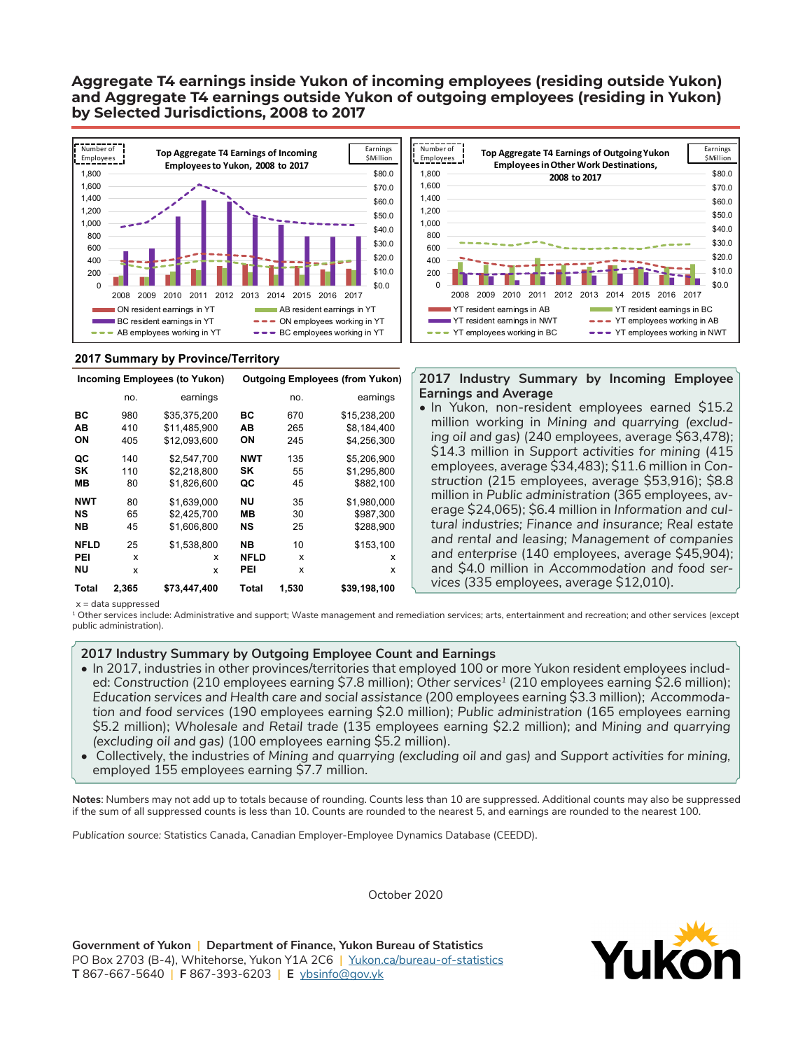# Aggregate T4 earnings inside Yukon of incoming employees (residing outside Yukon) and Aggregate T4 earnings outside Yukon of outgoing employees (residing in Yukon) by Selected Jurisdictions, 2008 to 2017

Number of Employees

Top Aggregate T4 Earnings of Incoming Employees to Yukon, 2008 to 2017

Earnings $Million

1,800 1,600 1,400 1,200 1,000 800 600 400 200 0

$80.0 $70.0 $60.0 $50.0 $40.0 $30.0 $20.0 $10.0 $0.0

2008 2009 2010 2011 2012 2013 2014 2015 2016 2017

ON resident earnings in YT
AB resident earnings in YT
BC resident earnings in YT
ON employees working in YT
AB employees working in YT
BC employees working in YT

Number of Employees

Top Aggregate T4 Earnings of Outgoing Yukon Employees in Other Work Destinations, 2008 to 2017

Earnings $Million

1,800 1,600 1,400 1,200 1,000 800 600 400 200 0

$80.0 $70.0 $60.0 $50.0 $40.0 $30.0 $20.0 $10.0 $0.0

2008 2009 2010 2011 2012 2013 2014 2015 2016 2017

YT resident earnings in AB
YT resident earnings in BC
YT resident earnings in NWT
YT employees working in AB
YT employees working in BC
YT employees working in NWT

## 2017 Summary by Province/Territory

| Incoming Employees (to Yukon) | | | Outgoing Employees (from Yukon) | | |
|---|---|---|---|---|---|
| | no. | earnings | | no. | earnings |
| **BC** | 980 | $35,375,200 | **BC** | 670 | $15,238,200 |
| **AB** | 410 | $11,485,900 | **AB** | 265 | $8,184,400 |
| **ON** | 405 | $12,093,600 | **ON** | 245 | $4,256,300 |
| **QC** | 140 | $2,547,700 | **NWT** | 135 | $5,206,900 |
| **SK** | 110 | $2,218,800 | **SK** | 55 | $1,295,800 |
| **MB** | 80 | $1,826,600 | **QC** | 45 | $882,100 |
| **NWT** | 80 | $1,639,000 | **NU** | 35 | $1,980,000 |
| **NS** | 65 | $2,425,700 | **MB** | 30 | $987,300 |
| **NB** | 45 | $1,606,800 | **NS** | 25 | $288,900 |
| **NFLD** | 25 | $1,538,800 | **NB** | 10 | $153,100 |
| **PEI** | x | x | **NFLD** | x | x |
| **NU** | x | x | **PEI** | x | x |
| **Total** | **2,365** | **$73,447,400** | **Total** | **1,530** | **$39,198,100** |

x = data suppressed

## 2017 Industry Summary by Incoming Employee Earnings and Average

- In Yukon, non-resident employees earned $15.2 million working in *Mining and quarrying (excluding oil and gas)* (240 employees, average $63,478); $14.3 million in *Support activities for mining* (415 employees, average $34,483); $11.6 million in *Construction* (215 employees, average $53,916); $8.8 million in *Public administration* (365 employees, average $24,065); $6.4 million in *Information and cultural industries; Finance and insurance; Real estate and rental and leasing; Management of companies and enterprise* (140 employees, average $45,904); and $4.0 million in *Accommodation and food services* (335 employees, average $12,010).

[1] Other services include: Administrative and support; Waste management and remediation services; arts, entertainment and recreation; and other services (except public administration).

## 2017 Industry Summary by Outgoing Employee Count and Earnings

- In 2017, industries in other provinces/territories that employed 100 or more Yukon resident employees included: *Construction* (210 employees earning $7.8 million); *Other services*[1] (210 employees earning $2.6 million); *Education services and Health care and social assistance* (200 employees earning $3.3 million); *Accommodation and food services* (190 employees earning $2.0 million); *Public administration* (165 employees earning $5.2 million); *Wholesale and Retail trade* (135 employees earning $2.2 million); and *Mining and quarrying (excluding oil and gas)* (100 employees earning $5.2 million).
- Collectively, the industries of *Mining and quarrying (excluding oil and gas)* and *Support activities for mining*, employed 155 employees earning $7.7 million.

**Notes**: Numbers may not add up to totals because of rounding. Counts less than 10 are suppressed. Additional counts may also be suppressed if the sum of all suppressed counts is less than 10. Counts are rounded to the nearest 5, and earnings are rounded to the nearest 100.

*Publication source:* Statistics Canada, Canadian Employer-Employee Dynamics Database (CEEDD).

October 2020

**Government of Yukon | Department of Finance, Yukon Bureau of Statistics**
PO Box 2703 (B-4), Whitehorse, Yukon Y1A 2C6 | Yukon.ca/bureau-of-statistics
**T** 867-667-5640 | **F** 867-393-6203 | **E** ybsinfo@gov.yk

Yukon